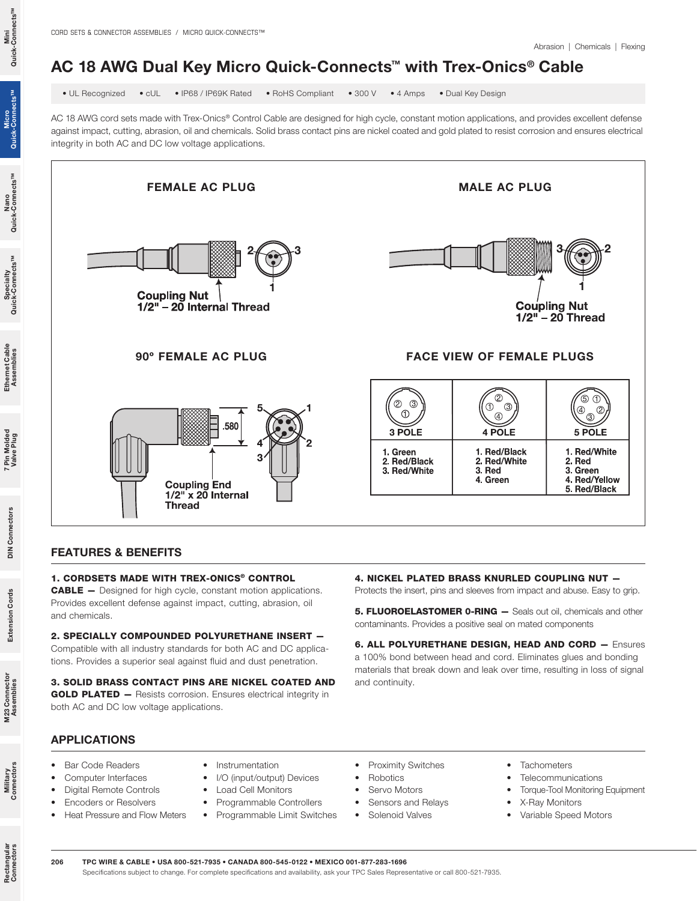CORD SETS & CONNECTOR ASSEMBLIES / MICRO QUICK-CONNECTS™

Abrasion | Chemicals | Flexing

# AC 18 AWG Dual Key Micro Quick-Connects™ with Trex-Onics® Cable

• UL Recognized • cUL • IP68 / IP69K Rated • RoHS Compliant • 300 V • 4 Amps • Dual Key Design

AC 18 AWG cord sets made with Trex-Onics® Control Cable are designed for high cycle, constant motion applications, and provides excellent defense against impact, cutting, abrasion, oil and chemicals. Solid brass contact pins are nickel coated and gold plated to resist corrosion and ensures electrical integrity in both AC and DC low voltage applications.

**FEMALE AC PLUG**

2 3 1

Coupling Nut
1/2" – 20 Internal Thread

**MALE AC PLUG**

3 2 1

Coupling Nut
1/2" – 20 Thread

**90° FEMALE AC PLUG**

.580

5 1 4 2 3

Coupling End
1/2" x 20 Internal Thread

**FACE VIEW OF FEMALE PLUGS**

| 3 POLE | 4 POLE | 5 POLE |
|---|---|---|
| 1. Green<br>2. Red/Black<br>3. Red/White | 1. Red/Black<br>2. Red/White<br>3. Red<br>4. Green | 1. Red/White<br>2. Red<br>3. Green<br>4. Red/Yellow<br>5. Red/Black |

## FEATURES & BENEFITS

**1. CORDSETS MADE WITH TREX-ONICS® CONTROL CABLE —** Designed for high cycle, constant motion applications. Provides excellent defense against impact, cutting, abrasion, oil and chemicals.

**2. SPECIALLY COMPOUNDED POLYURETHANE INSERT —** Compatible with all industry standards for both AC and DC applications. Provides a superior seal against fluid and dust penetration.

**3. SOLID BRASS CONTACT PINS ARE NICKEL COATED AND GOLD PLATED —** Resists corrosion. Ensures electrical integrity in both AC and DC low voltage applications.

**4. NICKEL PLATED BRASS KNURLED COUPLING NUT —** Protects the insert, pins and sleeves from impact and abuse. Easy to grip.

**5. FLUOROELASTOMER 0-RING —** Seals out oil, chemicals and other contaminants. Provides a positive seal on mated components

**6. ALL POLYURETHANE DESIGN, HEAD AND CORD —** Ensures a 100% bond between head and cord. Eliminates glues and bonding materials that break down and leak over time, resulting in loss of signal and continuity.

## APPLICATIONS

- Bar Code Readers
- Computer Interfaces
- Digital Remote Controls
- Encoders or Resolvers
- Heat Pressure and Flow Meters
- Instrumentation
- I/O (input/output) Devices
- Load Cell Monitors
- Programmable Controllers
- Programmable Limit Switches
- Proximity Switches
- Robotics
- Servo Motors
- Sensors and Relays
- Solenoid Valves
- Tachometers
- Telecommunications
- Torque-Tool Monitoring Equipment
- X-Ray Monitors
- Variable Speed Motors

TPC WIRE & CABLE • USA 800-521-7935 • CANADA 800-545-0122 • MEXICO 001-877-283-1696

Specifications subject to change. For complete specifications and availability, ask your TPC Sales Representative or call 800-521-7935.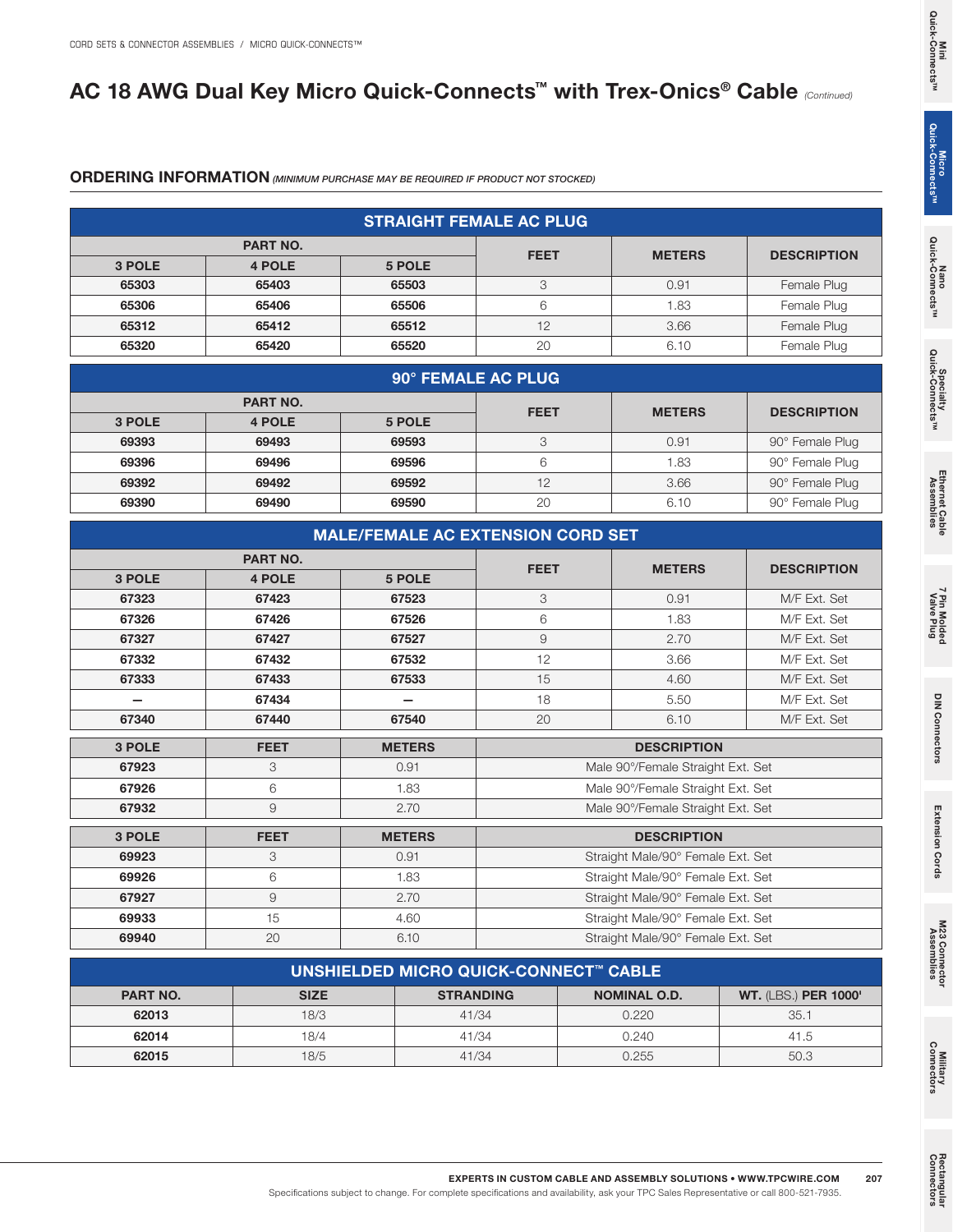# AC 18 AWG Dual Key Micro Quick-Connects™ with Trex-Onics® Cable *(Continued)*

## ORDERING INFORMATION *(MINIMUM PURCHASE MAY BE REQUIRED IF PRODUCT NOT STOCKED)*

**STRAIGHT FEMALE AC PLUG**

| PART NO. | | | FEET | METERS | DESCRIPTION |
|---|---|---|---|---|---|
| 3 POLE | 4 POLE | 5 POLE | | | |
| 65303 | 65403 | 65503 | 3 | 0.91 | Female Plug |
| 65306 | 65406 | 65506 | 6 | 1.83 | Female Plug |
| 65312 | 65412 | 65512 | 12 | 3.66 | Female Plug |
| 65320 | 65420 | 65520 | 20 | 6.10 | Female Plug |

**90° FEMALE AC PLUG**

| PART NO. | | | FEET | METERS | DESCRIPTION |
|---|---|---|---|---|---|
| 3 POLE | 4 POLE | 5 POLE | | | |
| 69393 | 69493 | 69593 | 3 | 0.91 | 90° Female Plug |
| 69396 | 69496 | 69596 | 6 | 1.83 | 90° Female Plug |
| 69392 | 69492 | 69592 | 12 | 3.66 | 90° Female Plug |
| 69390 | 69490 | 69590 | 20 | 6.10 | 90° Female Plug |

**MALE/FEMALE AC EXTENSION CORD SET**

| PART NO. | | | FEET | METERS | DESCRIPTION |
|---|---|---|---|---|---|
| 3 POLE | 4 POLE | 5 POLE | | | |
| 67323 | 67423 | 67523 | 3 | 0.91 | M/F Ext. Set |
| 67326 | 67426 | 67526 | 6 | 1.83 | M/F Ext. Set |
| 67327 | 67427 | 67527 | 9 | 2.70 | M/F Ext. Set |
| 67332 | 67432 | 67532 | 12 | 3.66 | M/F Ext. Set |
| 67333 | 67433 | 67533 | 15 | 4.60 | M/F Ext. Set |
| – | 67434 | – | 18 | 5.50 | M/F Ext. Set |
| 67340 | 67440 | 67540 | 20 | 6.10 | M/F Ext. Set |

| 3 POLE | FEET | METERS | DESCRIPTION |
|---|---|---|---|
| 67923 | 3 | 0.91 | Male 90°/Female Straight Ext. Set |
| 67926 | 6 | 1.83 | Male 90°/Female Straight Ext. Set |
| 67932 | 9 | 2.70 | Male 90°/Female Straight Ext. Set |

| 3 POLE | FEET | METERS | DESCRIPTION |
|---|---|---|---|
| 69923 | 3 | 0.91 | Straight Male/90° Female Ext. Set |
| 69926 | 6 | 1.83 | Straight Male/90° Female Ext. Set |
| 67927 | 9 | 2.70 | Straight Male/90° Female Ext. Set |
| 69933 | 15 | 4.60 | Straight Male/90° Female Ext. Set |
| 69940 | 20 | 6.10 | Straight Male/90° Female Ext. Set |

**UNSHIELDED MICRO QUICK-CONNECT™ CABLE**

| PART NO. | SIZE | STRANDING | NOMINAL O.D. | WT. (LBS.) PER 1000' |
|---|---|---|---|---|
| 62013 | 18/3 | 41/34 | 0.220 | 35.1 |
| 62014 | 18/4 | 41/34 | 0.240 | 41.5 |
| 62015 | 18/5 | 41/34 | 0.255 | 50.3 |